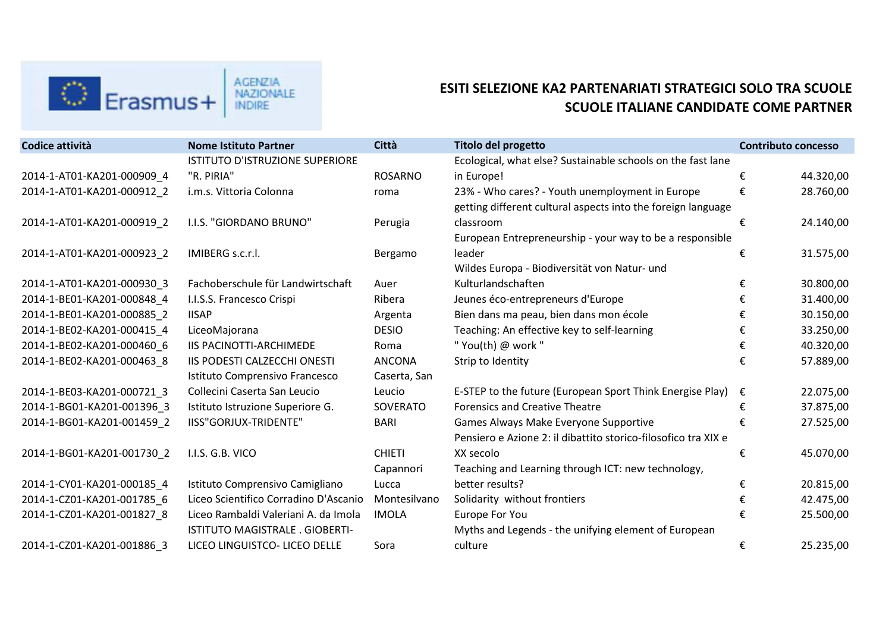# ESITI SELEZIONE KA2 PARTENARIATI STRATEGICI SOLO TRA SCUOLE
# SCUOLE ITALIANE CANDIDATE COME PARTNER

| Codice attività | Nome Istituto Partner | Città | Titolo del progetto | Contributo concesso |
|---|---|---|---|---|
| 2014-1-AT01-KA201-000909_4 | ISTITUTO D'ISTRUZIONE SUPERIORE "R. PIRIA" | ROSARNO | Ecological, what else? Sustainable schools on the fast lane in Europe! | € 44.320,00 |
| 2014-1-AT01-KA201-000912_2 | i.m.s. Vittoria Colonna | roma | 23% - Who cares? - Youth unemployment in Europe | € 28.760,00 |
| 2014-1-AT01-KA201-000919_2 | I.I.S. "GIORDANO BRUNO" | Perugia | getting different cultural aspects into the foreign language classroom | € 24.140,00 |
| 2014-1-AT01-KA201-000923_2 | IMIBERG s.c.r.l. | Bergamo | European Entrepreneurship - your way to be a responsible leader | € 31.575,00 |
| 2014-1-AT01-KA201-000930_3 | Fachoberschule für Landwirtschaft | Auer | Wildes Europa - Biodiversität von Natur- und Kulturlandschaften | € 30.800,00 |
| 2014-1-BE01-KA201-000848_4 | I.I.S.S. Francesco Crispi | Ribera | Jeunes éco-entrepreneurs d'Europe | € 31.400,00 |
| 2014-1-BE01-KA201-000885_2 | IISAP | Argenta | Bien dans ma peau, bien dans mon école | € 30.150,00 |
| 2014-1-BE02-KA201-000415_4 | LiceoMajorana | DESIO | Teaching: An effective key to self-learning | € 33.250,00 |
| 2014-1-BE02-KA201-000460_6 | IIS PACINOTTI-ARCHIMEDE | Roma | " You(th) @ work " | € 40.320,00 |
| 2014-1-BE02-KA201-000463_8 | IIS PODESTI CALZECCHI ONESTI | ANCONA | Strip to Identity | € 57.889,00 |
| 2014-1-BE03-KA201-000721_3 | Istituto Comprensivo Francesco Collecini Caserta San Leucio | Caserta, San Leucio | E-STEP to the future (European Sport Think Energise Play) | € 22.075,00 |
| 2014-1-BG01-KA201-001396_3 | Istituto Istruzione Superiore G. | SOVERATO | Forensics and Creative Theatre | € 37.875,00 |
| 2014-1-BG01-KA201-001459_2 | IISS"GORJUX-TRIDENTE" | BARI | Games Always Make Everyone Supportive | € 27.525,00 |
| 2014-1-BG01-KA201-001730_2 | I.I.S. G.B. VICO | CHIETI | Pensiero e Azione 2: il dibattito storico-filosofico tra XIX e XX secolo | € 45.070,00 |
| 2014-1-CY01-KA201-000185_4 | Istituto Comprensivo Camigliano | Capannori Lucca | Teaching and Learning through ICT: new technology, better results? | € 20.815,00 |
| 2014-1-CZ01-KA201-001785_6 | Liceo Scientifico Corradino D'Ascanio | Montesilvano | Solidarity without frontiers | € 42.475,00 |
| 2014-1-CZ01-KA201-001827_8 | Liceo Rambaldi Valeriani A. da Imola | IMOLA | Europe For You | € 25.500,00 |
| 2014-1-CZ01-KA201-001886_3 | ISTITUTO MAGISTRALE . GIOBERTI-LICEO LINGUISTCO- LICEO DELLE | Sora | Myths and Legends - the unifying element of European culture | € 25.235,00 |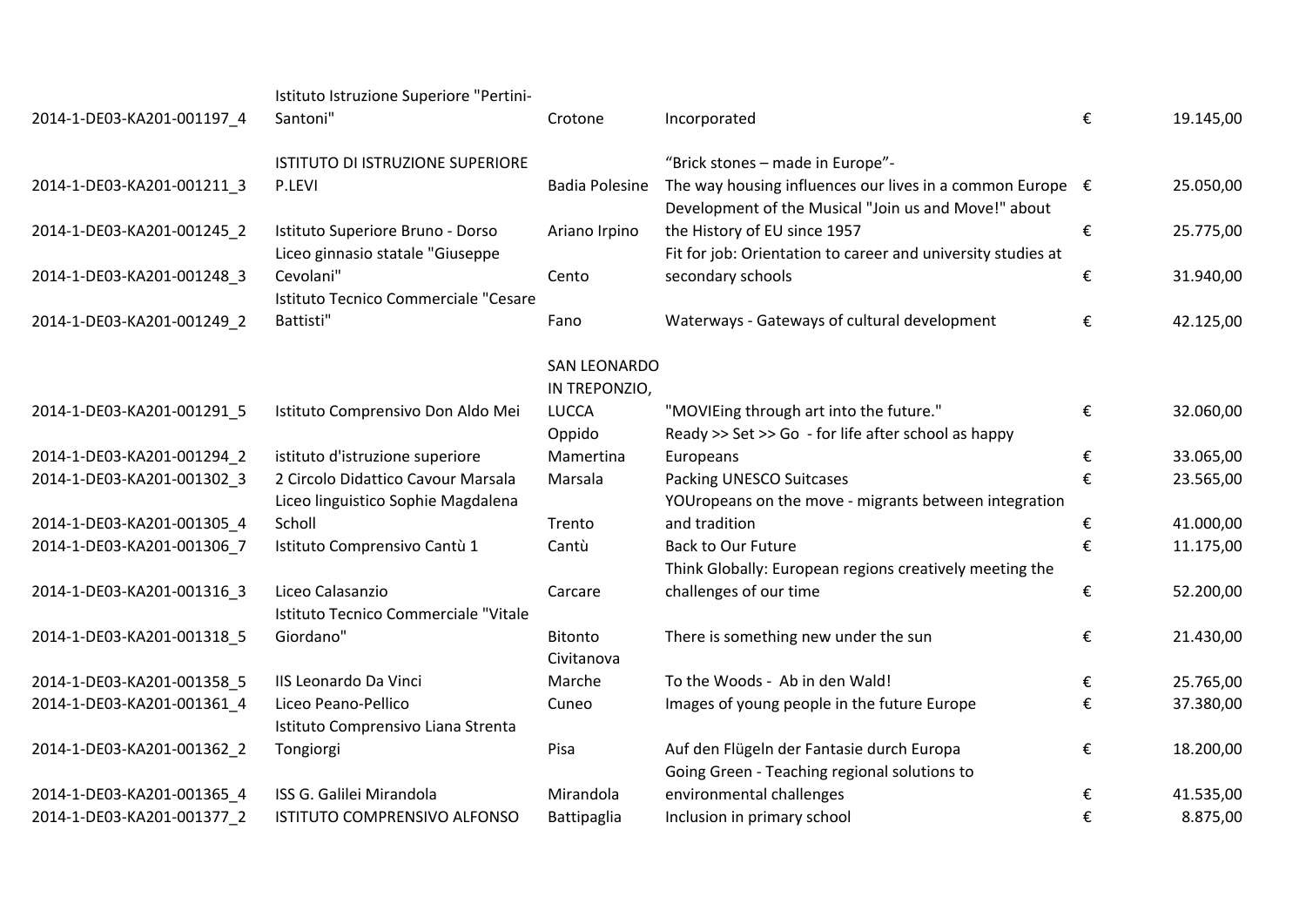| | | | | | |
|---|---|---|---|---|---|
| 2014-1-DE03-KA201-001197_4 | Istituto Istruzione Superiore "Pertini-Santoni" | Crotone | Incorporated | € | 19.145,00 |
| 2014-1-DE03-KA201-001211_3 | ISTITUTO DI ISTRUZIONE SUPERIORE P.LEVI | Badia Polesine | “Brick stones – made in Europe”- The way housing influences our lives in a common Europe | € | 25.050,00 |
| 2014-1-DE03-KA201-001245_2 | Istituto Superiore Bruno - Dorso | Ariano Irpino | Development of the Musical "Join us and Move!" about the History of EU since 1957 | € | 25.775,00 |
| 2014-1-DE03-KA201-001248_3 | Liceo ginnasio statale "Giuseppe Cevolani" | Cento | Fit for job: Orientation to career and university studies at secondary schools | € | 31.940,00 |
| 2014-1-DE03-KA201-001249_2 | Istituto Tecnico Commerciale "Cesare Battisti" | Fano | Waterways - Gateways of cultural development | € | 42.125,00 |
| 2014-1-DE03-KA201-001291_5 | Istituto Comprensivo Don Aldo Mei | SAN LEONARDO IN TREPONZIO, LUCCA | "MOVIEing through art into the future." | € | 32.060,00 |
| 2014-1-DE03-KA201-001294_2 | istituto d'istruzione superiore | Oppido Mamertina | Ready >> Set >> Go - for life after school as happy Europeans | € | 33.065,00 |
| 2014-1-DE03-KA201-001302_3 | 2 Circolo Didattico Cavour Marsala | Marsala | Packing UNESCO Suitcases | € | 23.565,00 |
| 2014-1-DE03-KA201-001305_4 | Liceo linguistico Sophie Magdalena Scholl | Trento | YOUropeans on the move - migrants between integration and tradition | € | 41.000,00 |
| 2014-1-DE03-KA201-001306_7 | Istituto Comprensivo Cantù 1 | Cantù | Back to Our Future | € | 11.175,00 |
| 2014-1-DE03-KA201-001316_3 | Liceo Calasanzio | Carcare | Think Globally: European regions creatively meeting the challenges of our time | € | 52.200,00 |
| 2014-1-DE03-KA201-001318_5 | Istituto Tecnico Commerciale "Vitale Giordano" | Bitonto | There is something new under the sun | € | 21.430,00 |
| 2014-1-DE03-KA201-001358_5 | IIS Leonardo Da Vinci | Civitanova Marche | To the Woods - Ab in den Wald! | € | 25.765,00 |
| 2014-1-DE03-KA201-001361_4 | Liceo Peano-Pellico | Cuneo | Images of young people in the future Europe | € | 37.380,00 |
| 2014-1-DE03-KA201-001362_2 | Istituto Comprensivo Liana Strenta Tongiorgi | Pisa | Auf den Flügeln der Fantasie durch Europa | € | 18.200,00 |
| 2014-1-DE03-KA201-001365_4 | ISS G. Galilei Mirandola | Mirandola | Going Green - Teaching regional solutions to environmental challenges | € | 41.535,00 |
| 2014-1-DE03-KA201-001377_2 | ISTITUTO COMPRENSIVO ALFONSO | Battipaglia | Inclusion in primary school | € | 8.875,00 |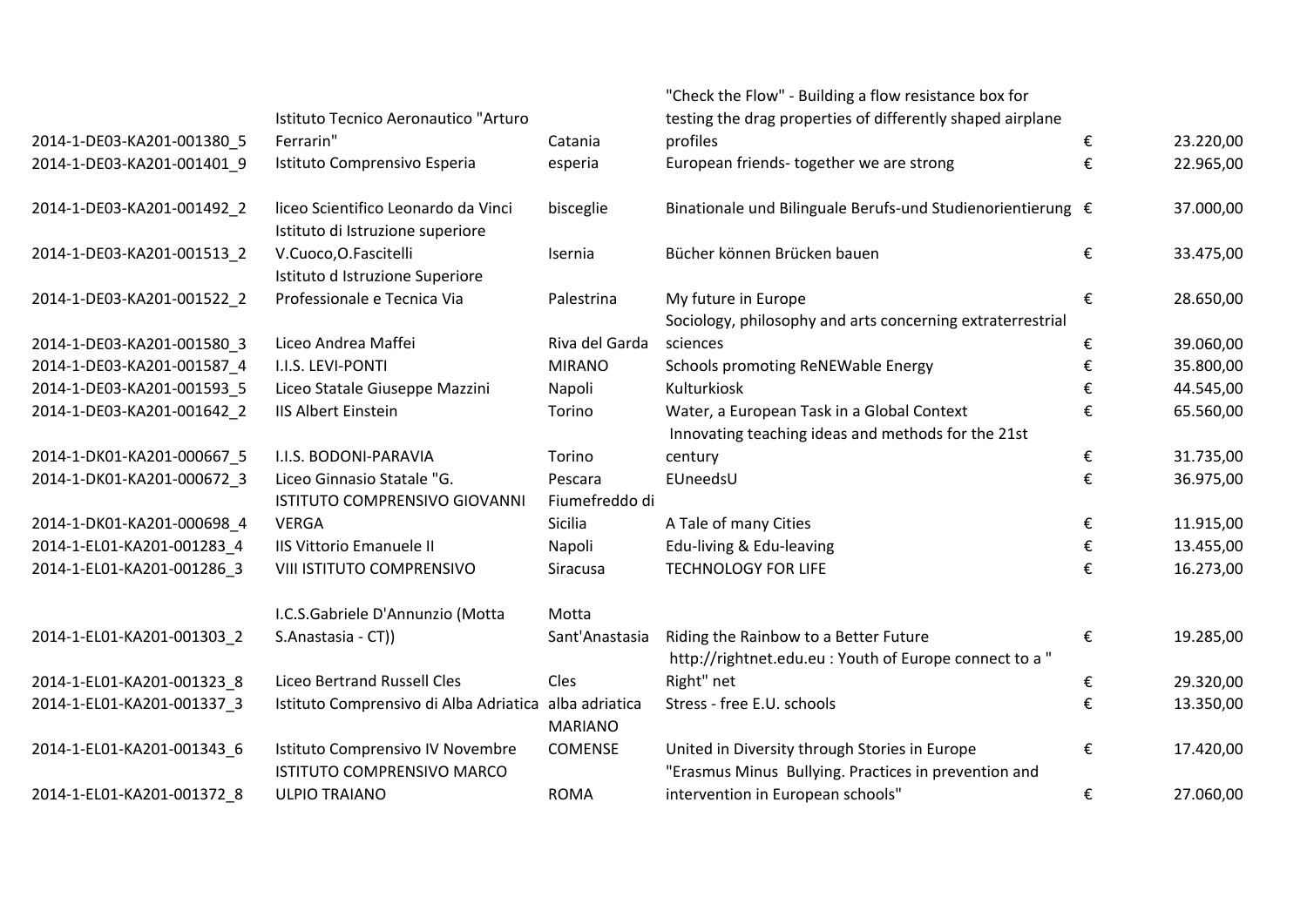| | | | | | |
|---|---|---|---|---|---|
| 2014-1-DE03-KA201-001380_5 | Istituto Tecnico Aeronautico "Arturo Ferrarin" | Catania | "Check the Flow" - Building a flow resistance box for testing the drag properties of differently shaped airplane profiles | € | 23.220,00 |
| 2014-1-DE03-KA201-001401_9 | Istituto Comprensivo Esperia | esperia | European friends- together we are strong | € | 22.965,00 |
| 2014-1-DE03-KA201-001492_2 | liceo Scientifico Leonardo da Vinci | bisceglie | Binationale und Bilinguale Berufs-und Studienorientierung | € | 37.000,00 |
| 2014-1-DE03-KA201-001513_2 | Istituto di Istruzione superiore V.Cuoco,O.Fascitelli | Isernia | Bücher können Brücken bauen | € | 33.475,00 |
| 2014-1-DE03-KA201-001522_2 | Istituto d Istruzione Superiore Professionale e Tecnica Via | Palestrina | My future in Europe | € | 28.650,00 |
| 2014-1-DE03-KA201-001580_3 | Liceo Andrea Maffei | Riva del Garda | Sociology, philosophy and arts concerning extraterrestrial sciences | € | 39.060,00 |
| 2014-1-DE03-KA201-001587_4 | I.I.S. LEVI-PONTI | MIRANO | Schools promoting ReNEWable Energy | € | 35.800,00 |
| 2014-1-DE03-KA201-001593_5 | Liceo Statale Giuseppe Mazzini | Napoli | Kulturkiosk | € | 44.545,00 |
| 2014-1-DE03-KA201-001642_2 | IIS Albert Einstein | Torino | Water, a European Task in a Global Context | € | 65.560,00 |
| 2014-1-DK01-KA201-000667_5 | I.I.S. BODONI-PARAVIA | Torino | Innovating teaching ideas and methods for the 21st century | € | 31.735,00 |
| 2014-1-DK01-KA201-000672_3 | Liceo Ginnasio Statale "G. | Pescara | EUneedsU | € | 36.975,00 |
| 2014-1-DK01-KA201-000698_4 | ISTITUTO COMPRENSIVO GIOVANNI VERGA | Fiumefreddo di Sicilia | A Tale of many Cities | € | 11.915,00 |
| 2014-1-EL01-KA201-001283_4 | IIS Vittorio Emanuele II | Napoli | Edu-living & Edu-leaving | € | 13.455,00 |
| 2014-1-EL01-KA201-001286_3 | VIII ISTITUTO COMPRENSIVO | Siracusa | TECHNOLOGY FOR LIFE | € | 16.273,00 |
| 2014-1-EL01-KA201-001303_2 | I.C.S.Gabriele D'Annunzio (Motta S.Anastasia - CT)) | Motta Sant'Anastasia | Riding the Rainbow to a Better Future | € | 19.285,00 |
| 2014-1-EL01-KA201-001323_8 | Liceo Bertrand Russell Cles | Cles | http://rightnet.edu.eu : Youth of Europe connect to a " Right" net | € | 29.320,00 |
| 2014-1-EL01-KA201-001337_3 | Istituto Comprensivo di Alba Adriatica | alba adriatica | Stress - free E.U. schools | € | 13.350,00 |
| 2014-1-EL01-KA201-001343_6 | Istituto Comprensivo IV Novembre | MARIANO COMENSE | United in Diversity through Stories in Europe | € | 17.420,00 |
| 2014-1-EL01-KA201-001372_8 | ISTITUTO COMPRENSIVO MARCO ULPIO TRAIANO | ROMA | "Erasmus Minus Bullying. Practices in prevention and intervention in European schools" | € | 27.060,00 |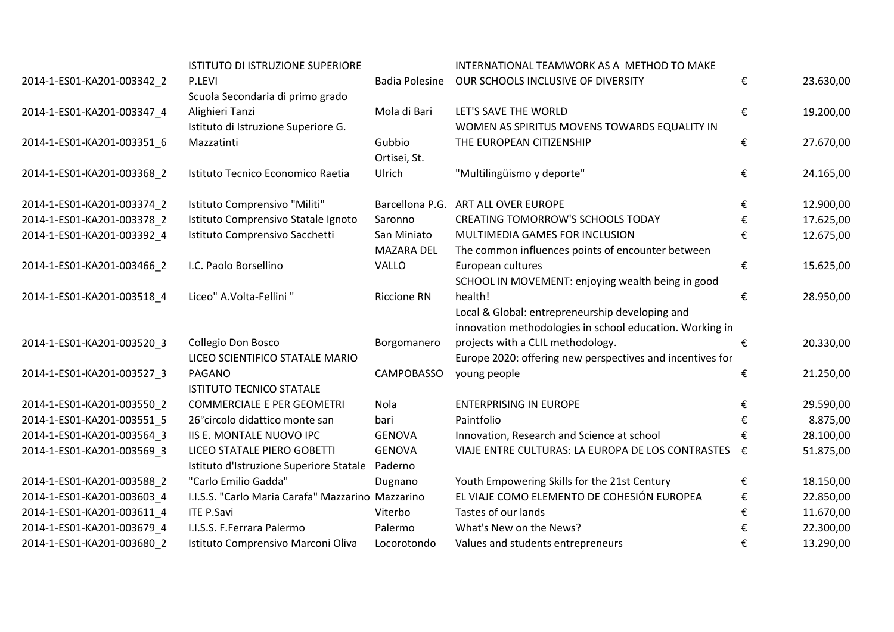| | | | | | |
|---|---|---|---|---|---|
| 2014-1-ES01-KA201-003342_2 | ISTITUTO DI ISTRUZIONE SUPERIORE P.LEVI | Badia Polesine | INTERNATIONAL TEAMWORK AS A METHOD TO MAKE OUR SCHOOLS INCLUSIVE OF DIVERSITY | € | 23.630,00 |
| 2014-1-ES01-KA201-003347_4 | Scuola Secondaria di primo grado Alighieri Tanzi | Mola di Bari | LET'S SAVE THE WORLD | € | 19.200,00 |
| 2014-1-ES01-KA201-003351_6 | Istituto di Istruzione Superiore G. Mazzatinti | Gubbio | WOMEN AS SPIRITUS MOVENS TOWARDS EQUALITY IN THE EUROPEAN CITIZENSHIP | € | 27.670,00 |
| 2014-1-ES01-KA201-003368_2 | Istituto Tecnico Economico Raetia | Ortisei, St. Ulrich | "Multilingüismo y deporte" | € | 24.165,00 |
| 2014-1-ES01-KA201-003374_2 | Istituto Comprensivo "Militi" | Barcellona P.G. | ART ALL OVER EUROPE | € | 12.900,00 |
| 2014-1-ES01-KA201-003378_2 | Istituto Comprensivo Statale Ignoto | Saronno | CREATING TOMORROW'S SCHOOLS TODAY | € | 17.625,00 |
| 2014-1-ES01-KA201-003392_4 | Istituto Comprensivo Sacchetti | San Miniato | MULTIMEDIA GAMES FOR INCLUSION | € | 12.675,00 |
| 2014-1-ES01-KA201-003466_2 | I.C. Paolo Borsellino | MAZARA DEL VALLO | The common influences points of encounter between European cultures | € | 15.625,00 |
| 2014-1-ES01-KA201-003518_4 | Liceo" A.Volta-Fellini " | Riccione RN | SCHOOL IN MOVEMENT: enjoying wealth being in good health! | € | 28.950,00 |
| 2014-1-ES01-KA201-003520_3 | Collegio Don Bosco | Borgomanero | Local & Global: entrepreneurship developing and innovation methodologies in school education. Working in projects with a CLIL methodology. | € | 20.330,00 |
| 2014-1-ES01-KA201-003527_3 | LICEO SCIENTIFICO STATALE MARIO PAGANO | CAMPOBASSO | Europe 2020: offering new perspectives and incentives for young people | € | 21.250,00 |
| 2014-1-ES01-KA201-003550_2 | ISTITUTO TECNICO STATALE COMMERCIALE E PER GEOMETRI | Nola | ENTERPRISING IN EUROPE | € | 29.590,00 |
| 2014-1-ES01-KA201-003551_5 | 26°circolo didattico monte san | bari | Paintfolio | € | 8.875,00 |
| 2014-1-ES01-KA201-003564_3 | IIS E. MONTALE NUOVO IPC | GENOVA | Innovation, Research and Science at school | € | 28.100,00 |
| 2014-1-ES01-KA201-003569_3 | LICEO STATALE PIERO GOBETTI | GENOVA | VIAJE ENTRE CULTURAS: LA EUROPA DE LOS CONTRASTES | € | 51.875,00 |
| 2014-1-ES01-KA201-003588_2 | Istituto d'Istruzione Superiore Statale "Carlo Emilio Gadda" | Paderno Dugnano | Youth Empowering Skills for the 21st Century | € | 18.150,00 |
| 2014-1-ES01-KA201-003603_4 | I.I.S.S. "Carlo Maria Carafa" Mazzarino | Mazzarino | EL VIAJE COMO ELEMENTO DE COHESIÓN EUROPEA | € | 22.850,00 |
| 2014-1-ES01-KA201-003611_4 | ITE P.Savi | Viterbo | Tastes of our lands | € | 11.670,00 |
| 2014-1-ES01-KA201-003679_4 | I.I.S.S. F.Ferrara Palermo | Palermo | What's New on the News? | € | 22.300,00 |
| 2014-1-ES01-KA201-003680_2 | Istituto Comprensivo Marconi Oliva | Locorotondo | Values and students entrepreneurs | € | 13.290,00 |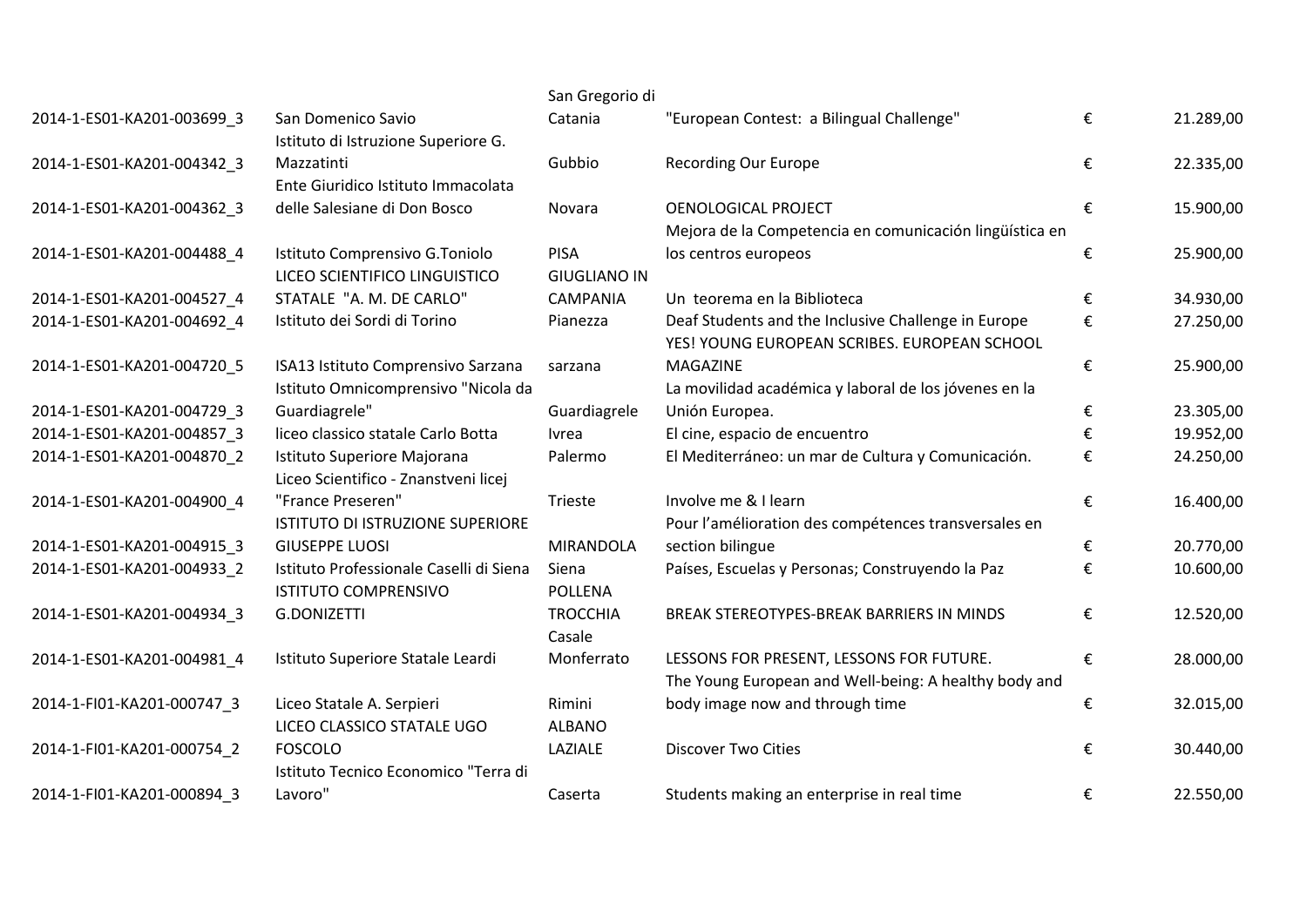| | | | | | |
|---|---|---|---|---|---|
| 2014-1-ES01-KA201-003699_3 | San Domenico Savio | San Gregorio di Catania | "European Contest: a Bilingual Challenge" | € | 21.289,00 |
| 2014-1-ES01-KA201-004342_3 | Istituto di Istruzione Superiore G. Mazzatinti | Gubbio | Recording Our Europe | € | 22.335,00 |
| 2014-1-ES01-KA201-004362_3 | Ente Giuridico Istituto Immacolata delle Salesiane di Don Bosco | Novara | OENOLOGICAL PROJECT | € | 15.900,00 |
| 2014-1-ES01-KA201-004488_4 | Istituto Comprensivo G.Toniolo | PISA | Mejora de la Competencia en comunicación lingüística en los centros europeos | € | 25.900,00 |
| 2014-1-ES01-KA201-004527_4 | LICEO SCIENTIFICO LINGUISTICO STATALE "A. M. DE CARLO" | GIUGLIANO IN CAMPANIA | Un teorema en la Biblioteca | € | 34.930,00 |
| 2014-1-ES01-KA201-004692_4 | Istituto dei Sordi di Torino | Pianezza | Deaf Students and the Inclusive Challenge in Europe | € | 27.250,00 |
| 2014-1-ES01-KA201-004720_5 | ISA13 Istituto Comprensivo Sarzana | sarzana | YES! YOUNG EUROPEAN SCRIBES. EUROPEAN SCHOOL MAGAZINE | € | 25.900,00 |
| 2014-1-ES01-KA201-004729_3 | Istituto Omnicomprensivo "Nicola da Guardiagrele" | Guardiagrele | La movilidad académica y laboral de los jóvenes en la Unión Europea. | € | 23.305,00 |
| 2014-1-ES01-KA201-004857_3 | liceo classico statale Carlo Botta | Ivrea | El cine, espacio de encuentro | € | 19.952,00 |
| 2014-1-ES01-KA201-004870_2 | Istituto Superiore Majorana | Palermo | El Mediterráneo: un mar de Cultura y Comunicación. | € | 24.250,00 |
| 2014-1-ES01-KA201-004900_4 | Liceo Scientifico - Znanstveni licej "France Preseren" | Trieste | Involve me & I learn | € | 16.400,00 |
| 2014-1-ES01-KA201-004915_3 | ISTITUTO DI ISTRUZIONE SUPERIORE GIUSEPPE LUOSI | MIRANDOLA | Pour l'amélioration des compétences transversales en section bilingue | € | 20.770,00 |
| 2014-1-ES01-KA201-004933_2 | Istituto Professionale Caselli di Siena | Siena | Países, Escuelas y Personas; Construyendo la Paz | € | 10.600,00 |
| 2014-1-ES01-KA201-004934_3 | ISTITUTO COMPRENSIVO G.DONIZETTI | POLLENA TROCCHIA | BREAK STEREOTYPES-BREAK BARRIERS IN MINDS | € | 12.520,00 |
| 2014-1-ES01-KA201-004981_4 | Istituto Superiore Statale Leardi | Casale Monferrato | LESSONS FOR PRESENT, LESSONS FOR FUTURE. | € | 28.000,00 |
| 2014-1-FI01-KA201-000747_3 | Liceo Statale A. Serpieri | Rimini | The Young European and Well-being: A healthy body and body image now and through time | € | 32.015,00 |
| 2014-1-FI01-KA201-000754_2 | LICEO CLASSICO STATALE UGO FOSCOLO | ALBANO LAZIALE | Discover Two Cities | € | 30.440,00 |
| 2014-1-FI01-KA201-000894_3 | Istituto Tecnico Economico "Terra di Lavoro" | Caserta | Students making an enterprise in real time | € | 22.550,00 |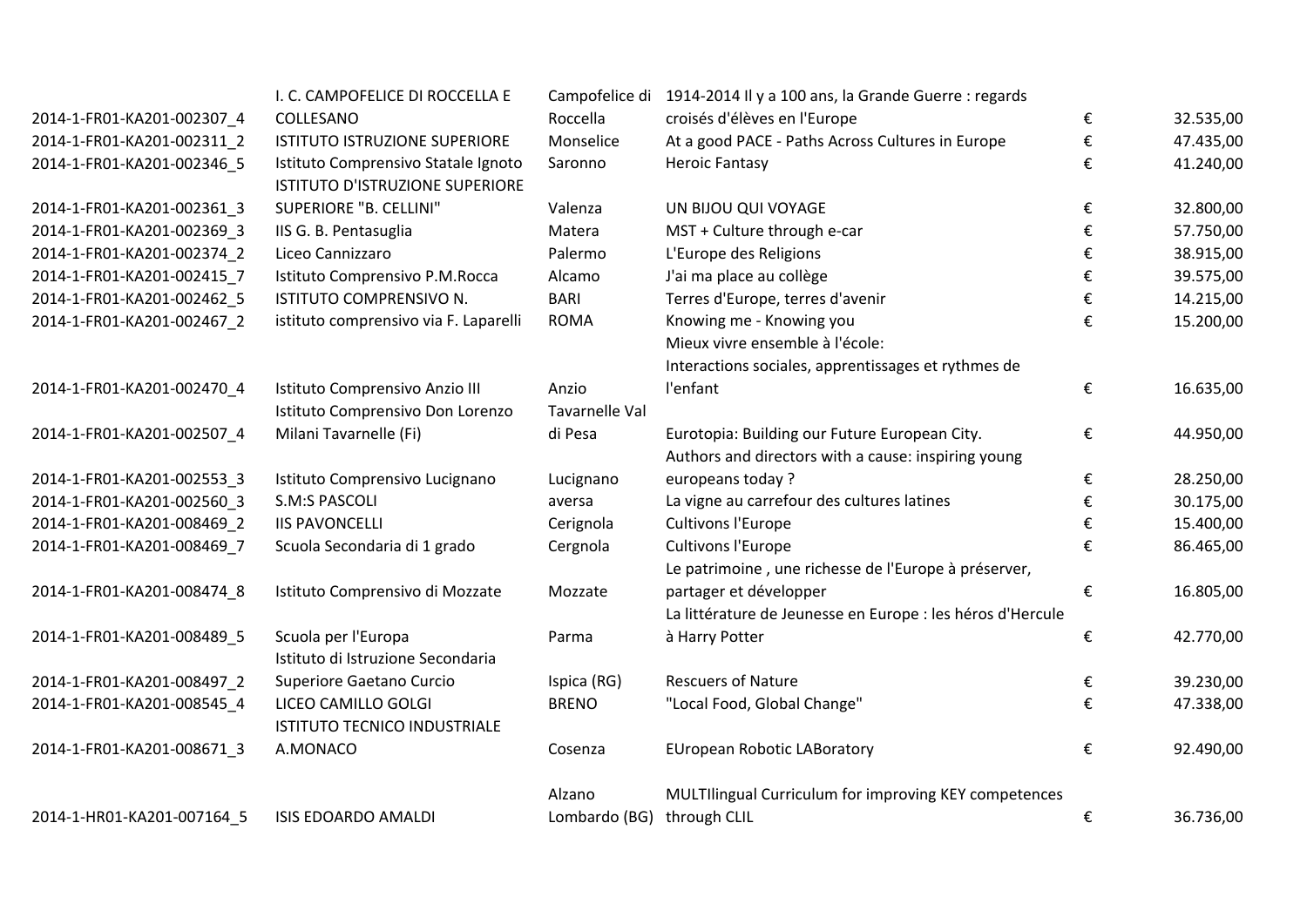| | | | | | |
|---|---|---|---|---|---|
| 2014-1-FR01-KA201-002307_4 | I. C. CAMPOFELICE DI ROCCELLA E COLLESANO | Campofelice di Roccella | 1914-2014 Il y a 100 ans, la Grande Guerre : regards croisés d'élèves en l'Europe | € | 32.535,00 |
| 2014-1-FR01-KA201-002311_2 | ISTITUTO ISTRUZIONE SUPERIORE | Monselice | At a good PACE - Paths Across Cultures in Europe | € | 47.435,00 |
| 2014-1-FR01-KA201-002346_5 | Istituto Comprensivo Statale Ignoto | Saronno | Heroic Fantasy | € | 41.240,00 |
| 2014-1-FR01-KA201-002361_3 | ISTITUTO D'ISTRUZIONE SUPERIORE SUPERIORE "B. CELLINI" | Valenza | UN BIJOU QUI VOYAGE | € | 32.800,00 |
| 2014-1-FR01-KA201-002369_3 | IIS G. B. Pentasuglia | Matera | MST + Culture through e-car | € | 57.750,00 |
| 2014-1-FR01-KA201-002374_2 | Liceo Cannizzaro | Palermo | L'Europe des Religions | € | 38.915,00 |
| 2014-1-FR01-KA201-002415_7 | Istituto Comprensivo P.M.Rocca | Alcamo | J'ai ma place au collège | € | 39.575,00 |
| 2014-1-FR01-KA201-002462_5 | ISTITUTO COMPRENSIVO N. | BARI | Terres d'Europe, terres d'avenir | € | 14.215,00 |
| 2014-1-FR01-KA201-002467_2 | istituto comprensivo via F. Laparelli | ROMA | Knowing me - Knowing you | € | 15.200,00 |
| 2014-1-FR01-KA201-002470_4 | Istituto Comprensivo Anzio III | Anzio | Mieux vivre ensemble à l'école: Interactions sociales, apprentissages et rythmes de l'enfant | € | 16.635,00 |
| 2014-1-FR01-KA201-002507_4 | Istituto Comprensivo Don Lorenzo Milani Tavarnelle (Fi) | Tavarnelle Val di Pesa | Eurotopia: Building our Future European City. | € | 44.950,00 |
| 2014-1-FR01-KA201-002553_3 | Istituto Comprensivo Lucignano | Lucignano | Authors and directors with a cause: inspiring young europeans today ? | € | 28.250,00 |
| 2014-1-FR01-KA201-002560_3 | S.M:S PASCOLI | aversa | La vigne au carrefour des cultures latines | € | 30.175,00 |
| 2014-1-FR01-KA201-008469_2 | IIS PAVONCELLI | Cerignola | Cultivons l'Europe | € | 15.400,00 |
| 2014-1-FR01-KA201-008469_7 | Scuola Secondaria di 1 grado | Cergnola | Cultivons l'Europe | € | 86.465,00 |
| 2014-1-FR01-KA201-008474_8 | Istituto Comprensivo di Mozzate | Mozzate | Le patrimoine , une richesse de l'Europe à préserver, partager et développer | € | 16.805,00 |
| 2014-1-FR01-KA201-008489_5 | Scuola per l'Europa | Parma | La littérature de Jeunesse en Europe : les héros d'Hercule à Harry Potter | € | 42.770,00 |
| 2014-1-FR01-KA201-008497_2 | Istituto di Istruzione Secondaria Superiore Gaetano Curcio | Ispica (RG) | Rescuers of Nature | € | 39.230,00 |
| 2014-1-FR01-KA201-008545_4 | LICEO CAMILLO GOLGI | BRENO | "Local Food, Global Change" | € | 47.338,00 |
| 2014-1-FR01-KA201-008671_3 | ISTITUTO TECNICO INDUSTRIALE A.MONACO | Cosenza | EUropean Robotic LABoratory | € | 92.490,00 |
| 2014-1-HR01-KA201-007164_5 | ISIS EDOARDO AMALDI | Alzano Lombardo (BG) | MULTIlingual Curriculum for improving KEY competences through CLIL | € | 36.736,00 |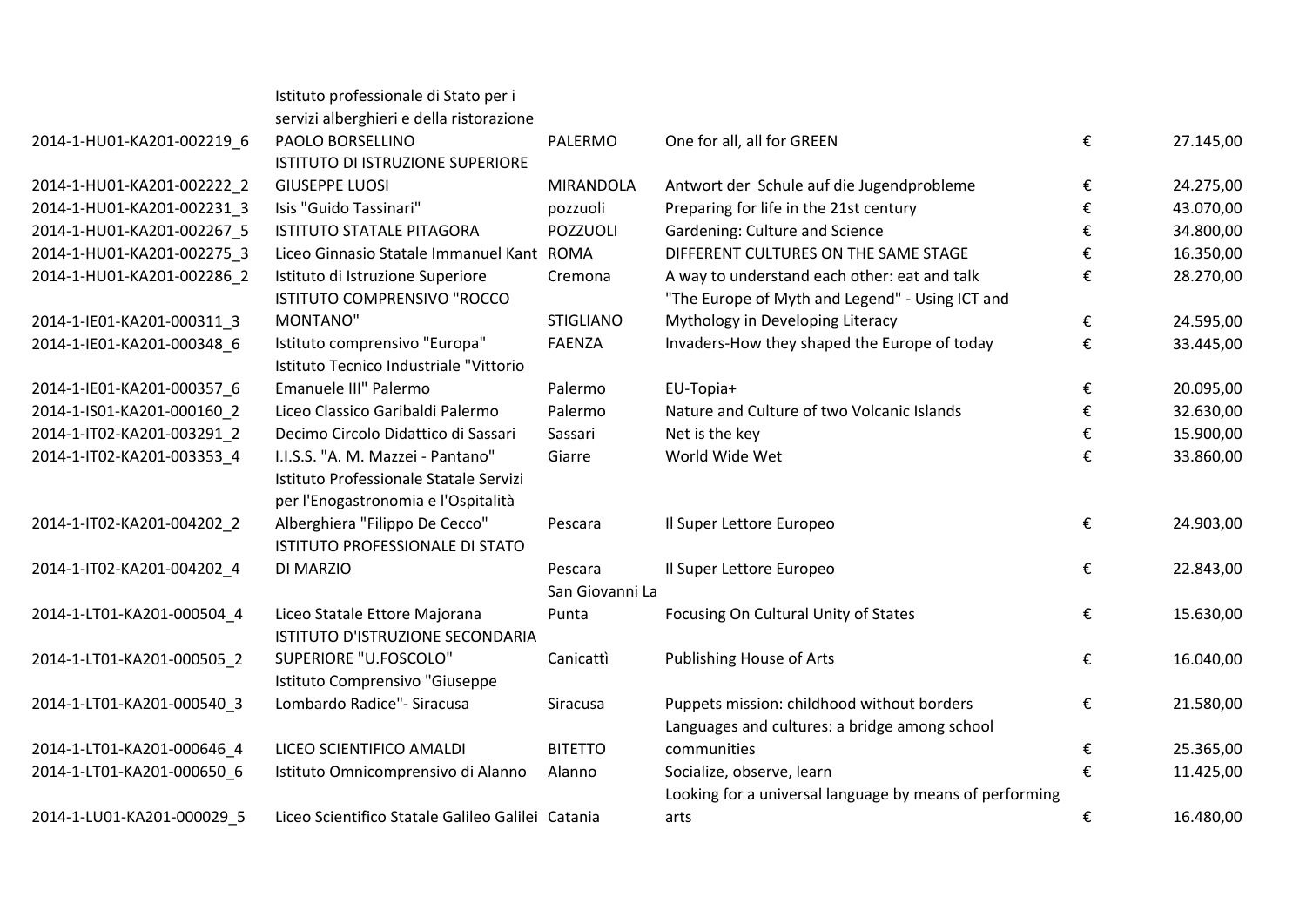| | | | | | |
|---|---|---|---|---|---|
| 2014-1-HU01-KA201-002219_6 | Istituto professionale di Stato per i servizi alberghieri e della ristorazione PAOLO BORSELLINO | PALERMO | One for all, all for GREEN | € | 27.145,00 |
| 2014-1-HU01-KA201-002222_2 | ISTITUTO DI ISTRUZIONE SUPERIORE GIUSEPPE LUOSI | MIRANDOLA | Antwort der Schule auf die Jugendprobleme | € | 24.275,00 |
| 2014-1-HU01-KA201-002231_3 | Isis "Guido Tassinari" | pozzuoli | Preparing for life in the 21st century | € | 43.070,00 |
| 2014-1-HU01-KA201-002267_5 | ISTITUTO STATALE PITAGORA | POZZUOLI | Gardening: Culture and Science | € | 34.800,00 |
| 2014-1-HU01-KA201-002275_3 | Liceo Ginnasio Statale Immanuel Kant | ROMA | DIFFERENT CULTURES ON THE SAME STAGE | € | 16.350,00 |
| 2014-1-HU01-KA201-002286_2 | Istituto di Istruzione Superiore | Cremona | A way to understand each other: eat and talk | € | 28.270,00 |
| 2014-1-IE01-KA201-000311_3 | ISTITUTO COMPRENSIVO "ROCCO MONTANO" | STIGLIANO | "The Europe of Myth and Legend" - Using ICT and Mythology in Developing Literacy | € | 24.595,00 |
| 2014-1-IE01-KA201-000348_6 | Istituto comprensivo "Europa" | FAENZA | Invaders-How they shaped the Europe of today | € | 33.445,00 |
| 2014-1-IE01-KA201-000357_6 | Istituto Tecnico Industriale "Vittorio Emanuele III" Palermo | Palermo | EU-Topia+ | € | 20.095,00 |
| 2014-1-IS01-KA201-000160_2 | Liceo Classico Garibaldi Palermo | Palermo | Nature and Culture of two Volcanic Islands | € | 32.630,00 |
| 2014-1-IT02-KA201-003291_2 | Decimo Circolo Didattico di Sassari | Sassari | Net is the key | € | 15.900,00 |
| 2014-1-IT02-KA201-003353_4 | I.I.S.S. "A. M. Mazzei - Pantano" | Giarre | World Wide Wet | € | 33.860,00 |
| 2014-1-IT02-KA201-004202_2 | Istituto Professionale Statale Servizi per l'Enogastronomia e l'Ospitalità Alberghiera "Filippo De Cecco" | Pescara | Il Super Lettore Europeo | € | 24.903,00 |
| 2014-1-IT02-KA201-004202_4 | ISTITUTO PROFESSIONALE DI STATO DI MARZIO | Pescara | Il Super Lettore Europeo | € | 22.843,00 |
| 2014-1-LT01-KA201-000504_4 | Liceo Statale Ettore Majorana | San Giovanni La Punta | Focusing On Cultural Unity of States | € | 15.630,00 |
| 2014-1-LT01-KA201-000505_2 | ISTITUTO D'ISTRUZIONE SECONDARIA SUPERIORE "U.FOSCOLO" | Canicattì | Publishing House of Arts | € | 16.040,00 |
| 2014-1-LT01-KA201-000540_3 | Istituto Comprensivo "Giuseppe Lombardo Radice"- Siracusa | Siracusa | Puppets mission: childhood without borders | € | 21.580,00 |
| 2014-1-LT01-KA201-000646_4 | LICEO SCIENTIFICO AMALDI | BITETTO | Languages and cultures: a bridge among school communities | € | 25.365,00 |
| 2014-1-LT01-KA201-000650_6 | Istituto Omnicomprensivo di Alanno | Alanno | Socialize, observe, learn | € | 11.425,00 |
| 2014-1-LU01-KA201-000029_5 | Liceo Scientifico Statale Galileo Galilei | Catania | Looking for a universal language by means of performing arts | € | 16.480,00 |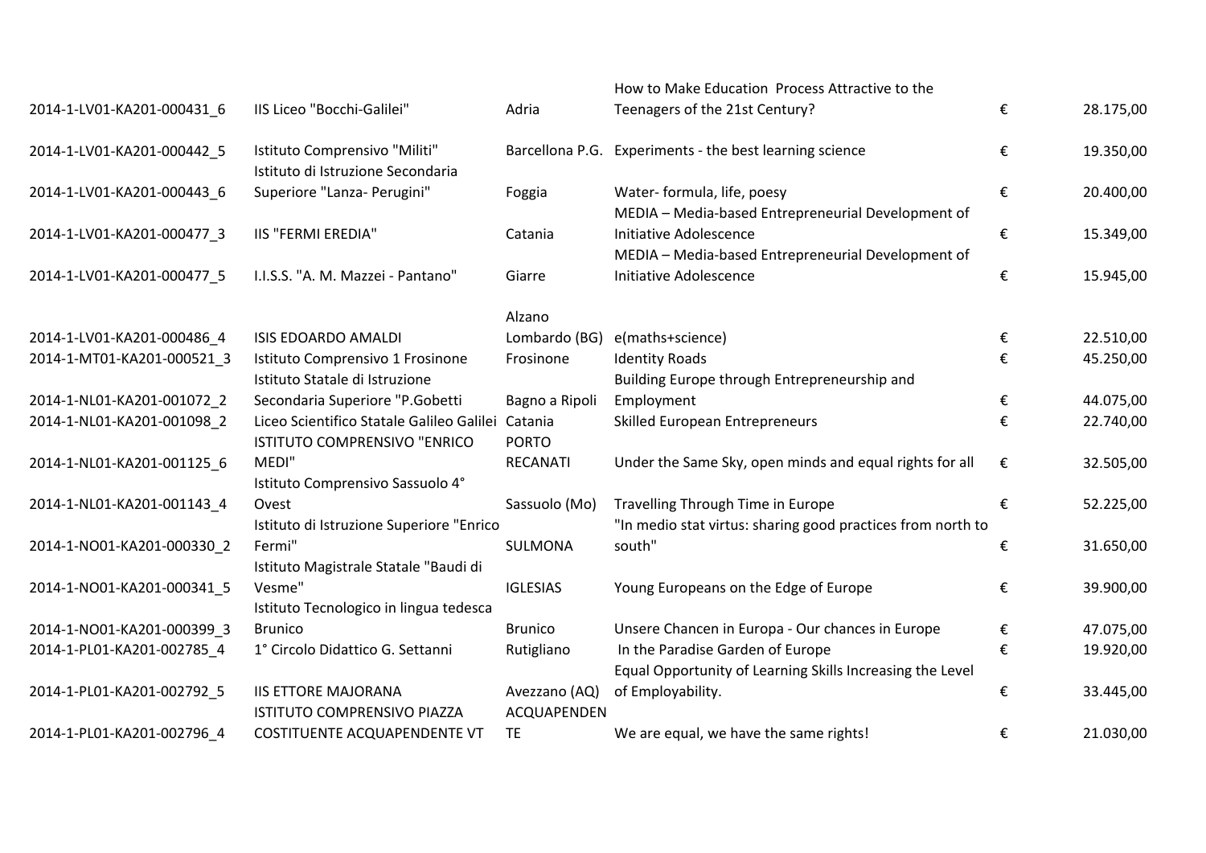| | | | | | |
|---|---|---|---|---|---|
| 2014-1-LV01-KA201-000431_6 | IIS Liceo "Bocchi-Galilei" | Adria | How to Make Education  Process Attractive to the Teenagers of the 21st Century? | € | 28.175,00 |
| 2014-1-LV01-KA201-000442_5 | Istituto Comprensivo "Militi" | Barcellona P.G. | Experiments - the best learning science | € | 19.350,00 |
| 2014-1-LV01-KA201-000443_6 | Istituto di Istruzione Secondaria Superiore "Lanza- Perugini" | Foggia | Water- formula, life, poesy | € | 20.400,00 |
| 2014-1-LV01-KA201-000477_3 | IIS "FERMI EREDIA" | Catania | MEDIA – Media-based Entrepreneurial Development of Initiative Adolescence | € | 15.349,00 |
| 2014-1-LV01-KA201-000477_5 | I.I.S.S. "A. M. Mazzei - Pantano" | Giarre | MEDIA – Media-based Entrepreneurial Development of Initiative Adolescence | € | 15.945,00 |
| 2014-1-LV01-KA201-000486_4 | ISIS EDOARDO AMALDI | Alzano Lombardo (BG) | e(maths+science) | € | 22.510,00 |
| 2014-1-MT01-KA201-000521_3 | Istituto Comprensivo 1 Frosinone | Frosinone | Identity Roads | € | 45.250,00 |
| 2014-1-NL01-KA201-001072_2 | Istituto Statale di Istruzione Secondaria Superiore "P.Gobetti | Bagno a Ripoli | Building Europe through Entrepreneurship and Employment | € | 44.075,00 |
| 2014-1-NL01-KA201-001098_2 | Liceo Scientifico Statale Galileo Galilei | Catania | Skilled European Entrepreneurs | € | 22.740,00 |
| 2014-1-NL01-KA201-001125_6 | ISTITUTO COMPRENSIVO "ENRICO MEDI" | PORTO RECANATI | Under the Same Sky, open minds and equal rights for all | € | 32.505,00 |
| 2014-1-NL01-KA201-001143_4 | Istituto Comprensivo Sassuolo 4° Ovest | Sassuolo (Mo) | Travelling Through Time in Europe | € | 52.225,00 |
| 2014-1-NO01-KA201-000330_2 | Istituto di Istruzione Superiore "Enrico Fermi" | SULMONA | "In medio stat virtus: sharing good practices from north to south" | € | 31.650,00 |
| 2014-1-NO01-KA201-000341_5 | Istituto Magistrale Statale "Baudi di Vesme" | IGLESIAS | Young Europeans on the Edge of Europe | € | 39.900,00 |
| 2014-1-NO01-KA201-000399_3 | Istituto Tecnologico in lingua tedesca Brunico | Brunico | Unsere Chancen in Europa - Our chances in Europe | € | 47.075,00 |
| 2014-1-PL01-KA201-002785_4 | 1° Circolo Didattico G. Settanni | Rutigliano | In the Paradise Garden of Europe | € | 19.920,00 |
| 2014-1-PL01-KA201-002792_5 | IIS ETTORE MAJORANA | Avezzano (AQ) | Equal Opportunity of Learning Skills Increasing the Level of Employability. | € | 33.445,00 |
| 2014-1-PL01-KA201-002796_4 | ISTITUTO COMPRENSIVO PIAZZA COSTITUENTE ACQUAPENDENTE VT | ACQUAPENDENTE | We are equal, we have the same rights! | € | 21.030,00 |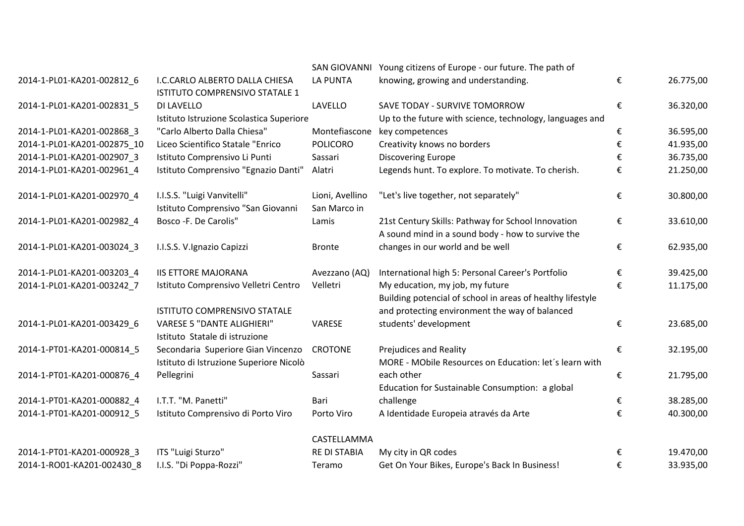| | | | | | |
|---|---|---|---|---|---|
| 2014-1-PL01-KA201-002812_6 | I.C.CARLO ALBERTO DALLA CHIESA | SAN GIOVANNI LA PUNTA | Young citizens of Europe - our future. The path of knowing, growing and understanding. | € | 26.775,00 |
| 2014-1-PL01-KA201-002831_5 | ISTITUTO COMPRENSIVO STATALE 1 DI LAVELLO | LAVELLO | SAVE TODAY - SURVIVE TOMORROW | € | 36.320,00 |
| 2014-1-PL01-KA201-002868_3 | Istituto Istruzione Scolastica Superiore "Carlo Alberto Dalla Chiesa" | Montefiascone | Up to the future with science, technology, languages and key competences | € | 36.595,00 |
| 2014-1-PL01-KA201-002875_10 | Liceo Scientifico Statale "Enrico | POLICORO | Creativity knows no borders | € | 41.935,00 |
| 2014-1-PL01-KA201-002907_3 | Istituto Comprensivo Li Punti | Sassari | Discovering Europe | € | 36.735,00 |
| 2014-1-PL01-KA201-002961_4 | Istituto Comprensivo "Egnazio Danti" | Alatri | Legends hunt. To explore. To motivate. To cherish. | € | 21.250,00 |
| 2014-1-PL01-KA201-002970_4 | I.I.S.S. "Luigi Vanvitelli" | Lioni, Avellino | "Let's live together, not separately" | € | 30.800,00 |
| 2014-1-PL01-KA201-002982_4 | Istituto Comprensivo "San Giovanni Bosco -F. De Carolis" | San Marco in Lamis | 21st Century Skills: Pathway for School Innovation | € | 33.610,00 |
| 2014-1-PL01-KA201-003024_3 | I.I.S.S. V.Ignazio Capizzi | Bronte | A sound mind in a sound body - how to survive the changes in our world and be well | € | 62.935,00 |
| 2014-1-PL01-KA201-003203_4 | IIS ETTORE MAJORANA | Avezzano (AQ) | International high 5: Personal Career's Portfolio | € | 39.425,00 |
| 2014-1-PL01-KA201-003242_7 | Istituto Comprensivo Velletri Centro | Velletri | My education, my job, my future | € | 11.175,00 |
| 2014-1-PL01-KA201-003429_6 | ISTITUTO COMPRENSIVO STATALE VARESE 5 "DANTE ALIGHIERI" | VARESE | Building potencial of school in areas of healthy lifestyle and protecting environment the way of balanced students' development | € | 23.685,00 |
| 2014-1-PT01-KA201-000814_5 | Istituto Statale di istruzione Secondaria Superiore Gian Vincenzo | CROTONE | Prejudices and Reality | € | 32.195,00 |
| 2014-1-PT01-KA201-000876_4 | Istituto di Istruzione Superiore Nicolò Pellegrini | Sassari | MORE - MObile Resources on Education: let´s learn with each other | € | 21.795,00 |
| 2014-1-PT01-KA201-000882_4 | I.T.T. "M. Panetti" | Bari | Education for Sustainable Consumption: a global challenge | € | 38.285,00 |
| 2014-1-PT01-KA201-000912_5 | Istituto Comprensivo di Porto Viro | Porto Viro | A Identidade Europeia através da Arte | € | 40.300,00 |
| 2014-1-PT01-KA201-000928_3 | ITS "Luigi Sturzo" | CASTELLAMMA RE DI STABIA | My city in QR codes | € | 19.470,00 |
| 2014-1-RO01-KA201-002430_8 | I.I.S. "Di Poppa-Rozzi" | Teramo | Get On Your Bikes, Europe's Back In Business! | € | 33.935,00 |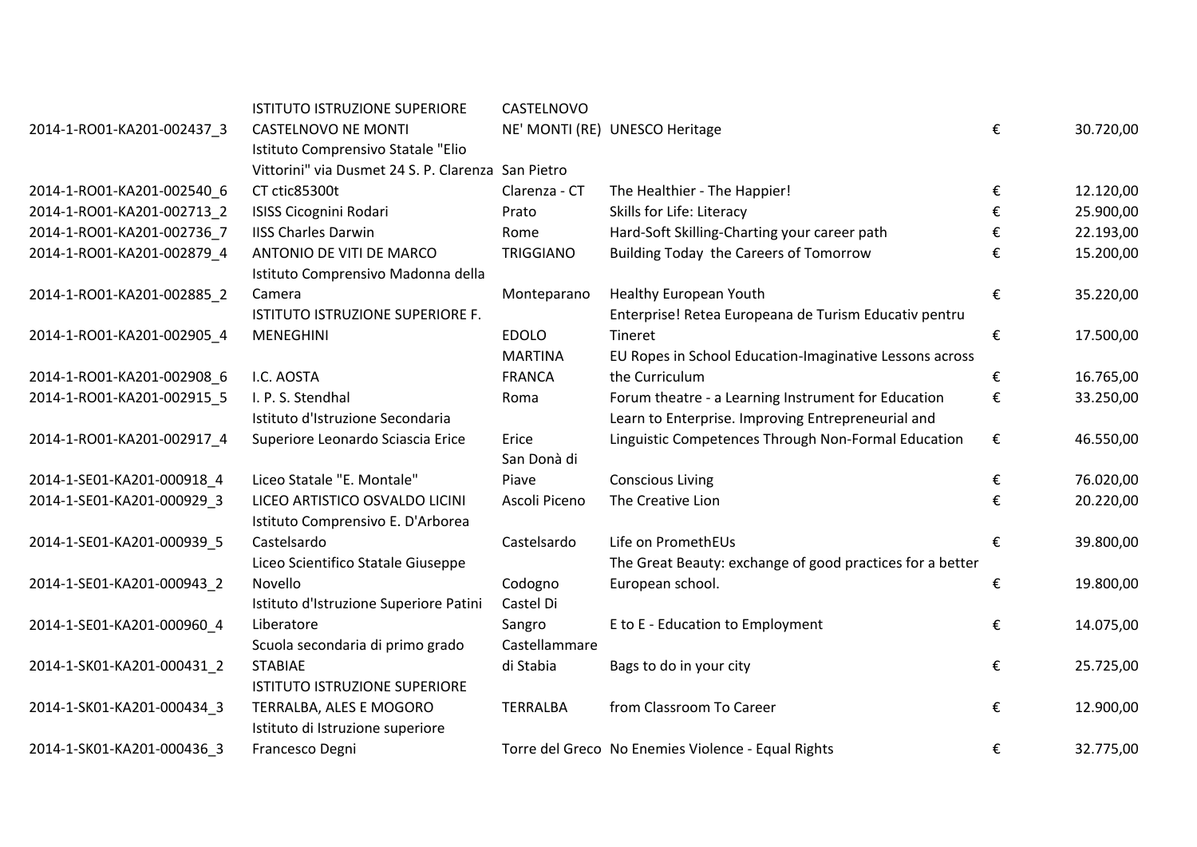| | | | | | |
|---|---|---|---|---|---|
| 2014-1-RO01-KA201-002437_3 | ISTITUTO ISTRUZIONE SUPERIORE CASTELNOVO NE MONTI | CASTELNOVO NE' MONTI (RE) | UNESCO Heritage | € | 30.720,00 |
| 2014-1-RO01-KA201-002540_6 | Istituto Comprensivo Statale "Elio Vittorini" via Dusmet 24 S. P. Clarenza CT ctic85300t | San Pietro Clarenza - CT | The Healthier - The Happier! | € | 12.120,00 |
| 2014-1-RO01-KA201-002713_2 | ISISS Cicognini Rodari | Prato | Skills for Life: Literacy | € | 25.900,00 |
| 2014-1-RO01-KA201-002736_7 | IISS Charles Darwin | Rome | Hard-Soft Skilling-Charting your career path | € | 22.193,00 |
| 2014-1-RO01-KA201-002879_4 | ANTONIO DE VITI DE MARCO | TRIGGIANO | Building Today the Careers of Tomorrow | € | 15.200,00 |
| 2014-1-RO01-KA201-002885_2 | Istituto Comprensivo Madonna della Camera | Monteparano | Healthy European Youth | € | 35.220,00 |
| 2014-1-RO01-KA201-002905_4 | ISTITUTO ISTRUZIONE SUPERIORE F. MENEGHINI | EDOLO | Enterprise! Retea Europeana de Turism Educativ pentru Tineret | € | 17.500,00 |
| 2014-1-RO01-KA201-002908_6 | I.C. AOSTA | MARTINA FRANCA | EU Ropes in School Education-Imaginative Lessons across the Curriculum | € | 16.765,00 |
| 2014-1-RO01-KA201-002915_5 | I. P. S. Stendhal | Roma | Forum theatre - a Learning Instrument for Education | € | 33.250,00 |
| 2014-1-RO01-KA201-002917_4 | Istituto d'Istruzione Secondaria Superiore Leonardo Sciascia Erice | Erice | Learn to Enterprise. Improving Entrepreneurial and Linguistic Competences Through Non-Formal Education | € | 46.550,00 |
| 2014-1-SE01-KA201-000918_4 | Liceo Statale "E. Montale" | San Donà di Piave | Conscious Living | € | 76.020,00 |
| 2014-1-SE01-KA201-000929_3 | LICEO ARTISTICO OSVALDO LICINI | Ascoli Piceno | The Creative Lion | € | 20.220,00 |
| 2014-1-SE01-KA201-000939_5 | Istituto Comprensivo E. D'Arborea Castelsardo | Castelsardo | Life on PromethEUs | € | 39.800,00 |
| 2014-1-SE01-KA201-000943_2 | Liceo Scientifico Statale Giuseppe Novello | Codogno | The Great Beauty: exchange of good practices for a better European school. | € | 19.800,00 |
| 2014-1-SE01-KA201-000960_4 | Istituto d'Istruzione Superiore Patini Liberatore | Castel Di Sangro | E to E - Education to Employment | € | 14.075,00 |
| 2014-1-SK01-KA201-000431_2 | Scuola secondaria di primo grado STABIAE | Castellammare di Stabia | Bags to do in your city | € | 25.725,00 |
| 2014-1-SK01-KA201-000434_3 | ISTITUTO ISTRUZIONE SUPERIORE TERRALBA, ALES E MOGORO | TERRALBA | from Classroom To Career | € | 12.900,00 |
| 2014-1-SK01-KA201-000436_3 | Istituto di Istruzione superiore Francesco Degni | Torre del Greco | No Enemies Violence - Equal Rights | € | 32.775,00 |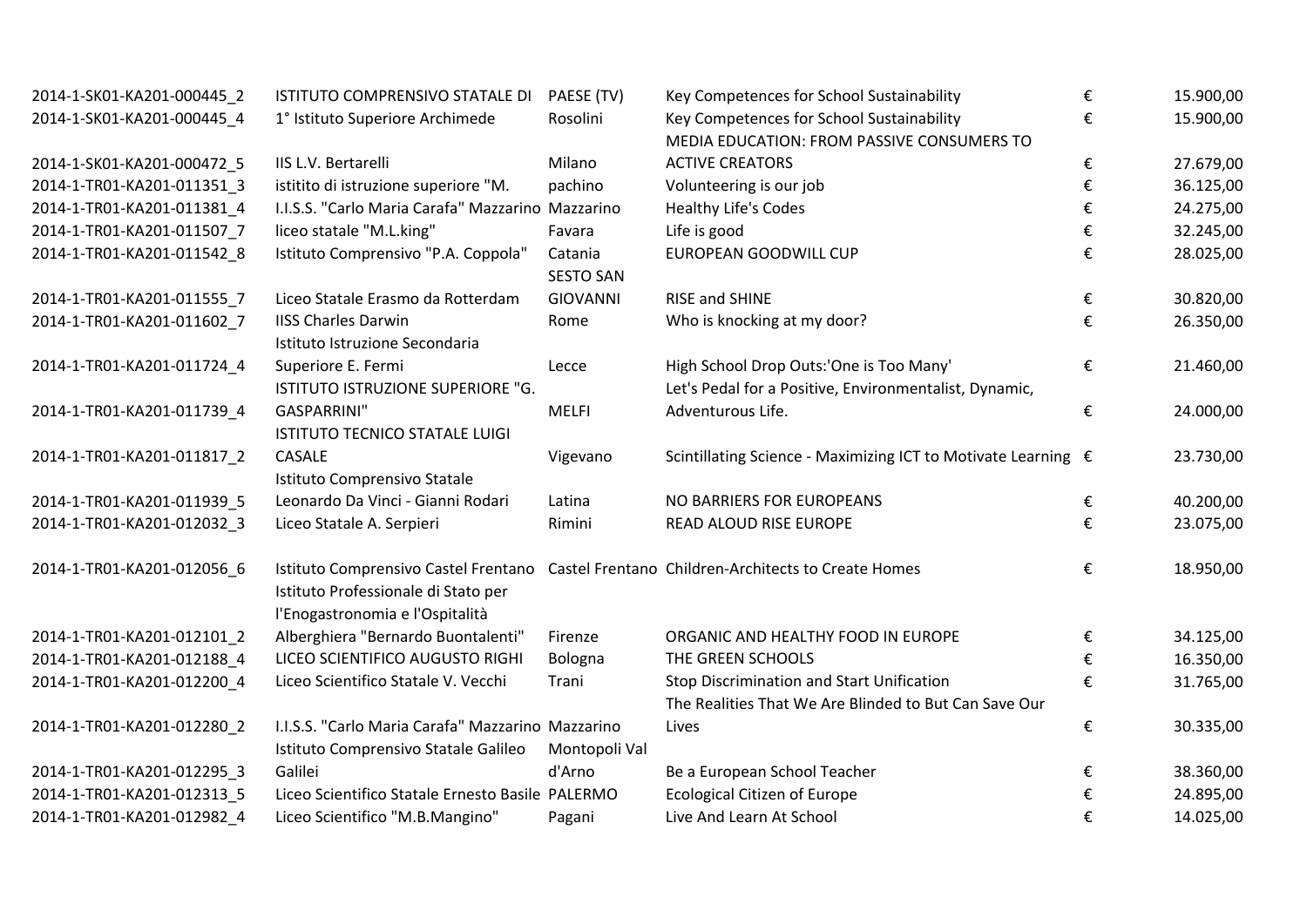| | | | | | |
|---|---|---|---|---|---|
| 2014-1-SK01-KA201-000445_2 | ISTITUTO COMPRENSIVO STATALE DI | PAESE (TV) | Key Competences for School Sustainability | € | 15.900,00 |
| 2014-1-SK01-KA201-000445_4 | 1° Istituto Superiore Archimede | Rosolini | Key Competences for School Sustainability | € | 15.900,00 |
| 2014-1-SK01-KA201-000472_5 | IIS L.V. Bertarelli | Milano | MEDIA EDUCATION: FROM PASSIVE CONSUMERS TO ACTIVE CREATORS | € | 27.679,00 |
| 2014-1-TR01-KA201-011351_3 | istitito di istruzione superiore "M. | pachino | Volunteering is our job | € | 36.125,00 |
| 2014-1-TR01-KA201-011381_4 | I.I.S.S. "Carlo Maria Carafa" Mazzarino | Mazzarino | Healthy Life's Codes | € | 24.275,00 |
| 2014-1-TR01-KA201-011507_7 | liceo statale "M.L.king" | Favara | Life is good | € | 32.245,00 |
| 2014-1-TR01-KA201-011542_8 | Istituto Comprensivo "P.A. Coppola" | Catania | EUROPEAN GOODWILL CUP | € | 28.025,00 |
| 2014-1-TR01-KA201-011555_7 | Liceo Statale Erasmo da Rotterdam | SESTO SAN GIOVANNI | RISE and SHINE | € | 30.820,00 |
| 2014-1-TR01-KA201-011602_7 | IISS Charles Darwin | Rome | Who is knocking at my door? | € | 26.350,00 |
| 2014-1-TR01-KA201-011724_4 | Istituto Istruzione Secondaria Superiore E. Fermi | Lecce | High School Drop Outs:'One is Too Many' | € | 21.460,00 |
| 2014-1-TR01-KA201-011739_4 | ISTITUTO ISTRUZIONE SUPERIORE "G. GASPARRINI" | MELFI | Let's Pedal for a Positive, Environmentalist, Dynamic, Adventurous Life. | € | 24.000,00 |
| 2014-1-TR01-KA201-011817_2 | ISTITUTO TECNICO STATALE LUIGI CASALE | Vigevano | Scintillating Science - Maximizing ICT to Motivate Learning | € | 23.730,00 |
| 2014-1-TR01-KA201-011939_5 | Istituto Comprensivo Statale Leonardo Da Vinci - Gianni Rodari | Latina | NO BARRIERS FOR EUROPEANS | € | 40.200,00 |
| 2014-1-TR01-KA201-012032_3 | Liceo Statale A. Serpieri | Rimini | READ ALOUD RISE EUROPE | € | 23.075,00 |
| 2014-1-TR01-KA201-012056_6 | Istituto Comprensivo Castel Frentano | Castel Frentano | Children-Architects to Create Homes | € | 18.950,00 |
| 2014-1-TR01-KA201-012101_2 | Istituto Professionale di Stato per l'Enogastronomia e l'Ospitalità Alberghiera "Bernardo Buontalenti" | Firenze | ORGANIC AND HEALTHY FOOD IN EUROPE | € | 34.125,00 |
| 2014-1-TR01-KA201-012188_4 | LICEO SCIENTIFICO AUGUSTO RIGHI | Bologna | THE GREEN SCHOOLS | € | 16.350,00 |
| 2014-1-TR01-KA201-012200_4 | Liceo Scientifico Statale V. Vecchi | Trani | Stop Discrimination and Start Unification | € | 31.765,00 |
| 2014-1-TR01-KA201-012280_2 | I.I.S.S. "Carlo Maria Carafa" Mazzarino | Mazzarino | The Realities That We Are Blinded to But Can Save Our Lives | € | 30.335,00 |
| 2014-1-TR01-KA201-012295_3 | Istituto Comprensivo Statale Galileo Galilei | Montopoli Val d'Arno | Be a European School Teacher | € | 38.360,00 |
| 2014-1-TR01-KA201-012313_5 | Liceo Scientifico Statale Ernesto Basile | PALERMO | Ecological Citizen of Europe | € | 24.895,00 |
| 2014-1-TR01-KA201-012982_4 | Liceo Scientifico "M.B.Mangino" | Pagani | Live And Learn At School | € | 14.025,00 |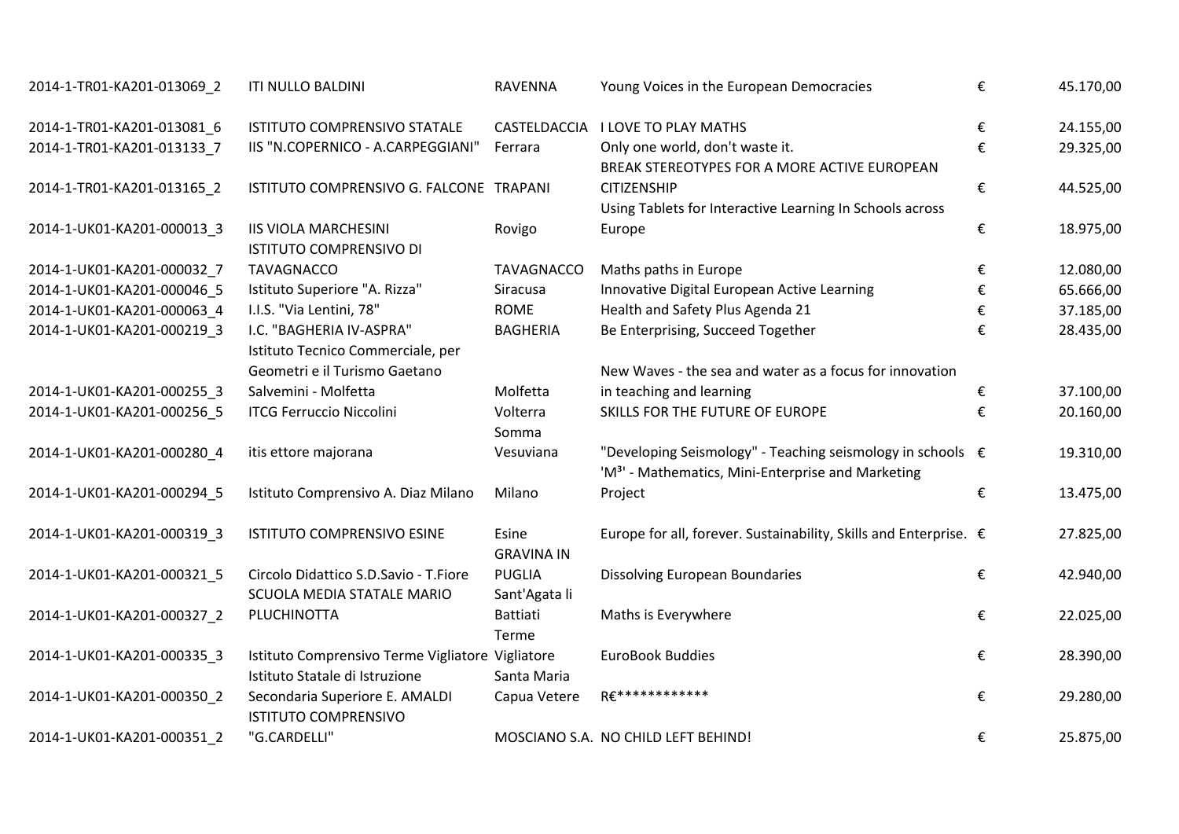| | | | | | |
|---|---|---|---|---|---|
| 2014-1-TR01-KA201-013069_2 | ITI NULLO BALDINI | RAVENNA | Young Voices in the European Democracies | € | 45.170,00 |
| 2014-1-TR01-KA201-013081_6 | ISTITUTO COMPRENSIVO STATALE | CASTELDACCIA | I LOVE TO PLAY MATHS | € | 24.155,00 |
| 2014-1-TR01-KA201-013133_7 | IIS "N.COPERNICO - A.CARPEGGIANI" | Ferrara | Only one world, don't waste it. | € | 29.325,00 |
| 2014-1-TR01-KA201-013165_2 | ISTITUTO COMPRENSIVO G. FALCONE | TRAPANI | BREAK STEREOTYPES FOR A MORE ACTIVE EUROPEAN CITIZENSHIP | € | 44.525,00 |
| 2014-1-UK01-KA201-000013_3 | IIS VIOLA MARCHESINI | Rovigo | Using Tablets for Interactive Learning In Schools across Europe | € | 18.975,00 |
| 2014-1-UK01-KA201-000032_7 | ISTITUTO COMPRENSIVO DI TAVAGNACCO | TAVAGNACCO | Maths paths in Europe | € | 12.080,00 |
| 2014-1-UK01-KA201-000046_5 | Istituto Superiore "A. Rizza" | Siracusa | Innovative Digital European Active Learning | € | 65.666,00 |
| 2014-1-UK01-KA201-000063_4 | I.I.S. "Via Lentini, 78" | ROME | Health and Safety Plus Agenda 21 | € | 37.185,00 |
| 2014-1-UK01-KA201-000219_3 | I.C. "BAGHERIA IV-ASPRA" | BAGHERIA | Be Enterprising, Succeed Together | € | 28.435,00 |
| 2014-1-UK01-KA201-000255_3 | Istituto Tecnico Commerciale, per Geometri e il Turismo Gaetano Salvemini - Molfetta | Molfetta | New Waves - the sea and water as a focus for innovation in teaching and learning | € | 37.100,00 |
| 2014-1-UK01-KA201-000256_5 | ITCG Ferruccio Niccolini | Volterra | SKILLS FOR THE FUTURE OF EUROPE | € | 20.160,00 |
| 2014-1-UK01-KA201-000280_4 | itis ettore majorana | Somma Vesuviana | "Developing Seismology" - Teaching seismology in schools | € | 19.310,00 |
| 2014-1-UK01-KA201-000294_5 | Istituto Comprensivo A. Diaz Milano | Milano | 'M³' - Mathematics, Mini-Enterprise and Marketing Project | € | 13.475,00 |
| 2014-1-UK01-KA201-000319_3 | ISTITUTO COMPRENSIVO ESINE | Esine | Europe for all, forever. Sustainability, Skills and Enterprise. | € | 27.825,00 |
| 2014-1-UK01-KA201-000321_5 | Circolo Didattico S.D.Savio - T.Fiore | GRAVINA IN PUGLIA | Dissolving European Boundaries | € | 42.940,00 |
| 2014-1-UK01-KA201-000327_2 | SCUOLA MEDIA STATALE MARIO PLUCHINOTTA | Sant'Agata li Battiati | Maths is Everywhere | € | 22.025,00 |
| 2014-1-UK01-KA201-000335_3 | Istituto Comprensivo Terme Vigliatore | Terme Vigliatore | EuroBook Buddies | € | 28.390,00 |
| 2014-1-UK01-KA201-000350_2 | Istituto Statale di Istruzione Secondaria Superiore E. AMALDI | Santa Maria Capua Vetere | R€************* | € | 29.280,00 |
| 2014-1-UK01-KA201-000351_2 | ISTITUTO COMPRENSIVO "G.CARDELLI" | MOSCIANO S.A. | NO CHILD LEFT BEHIND! | € | 25.875,00 |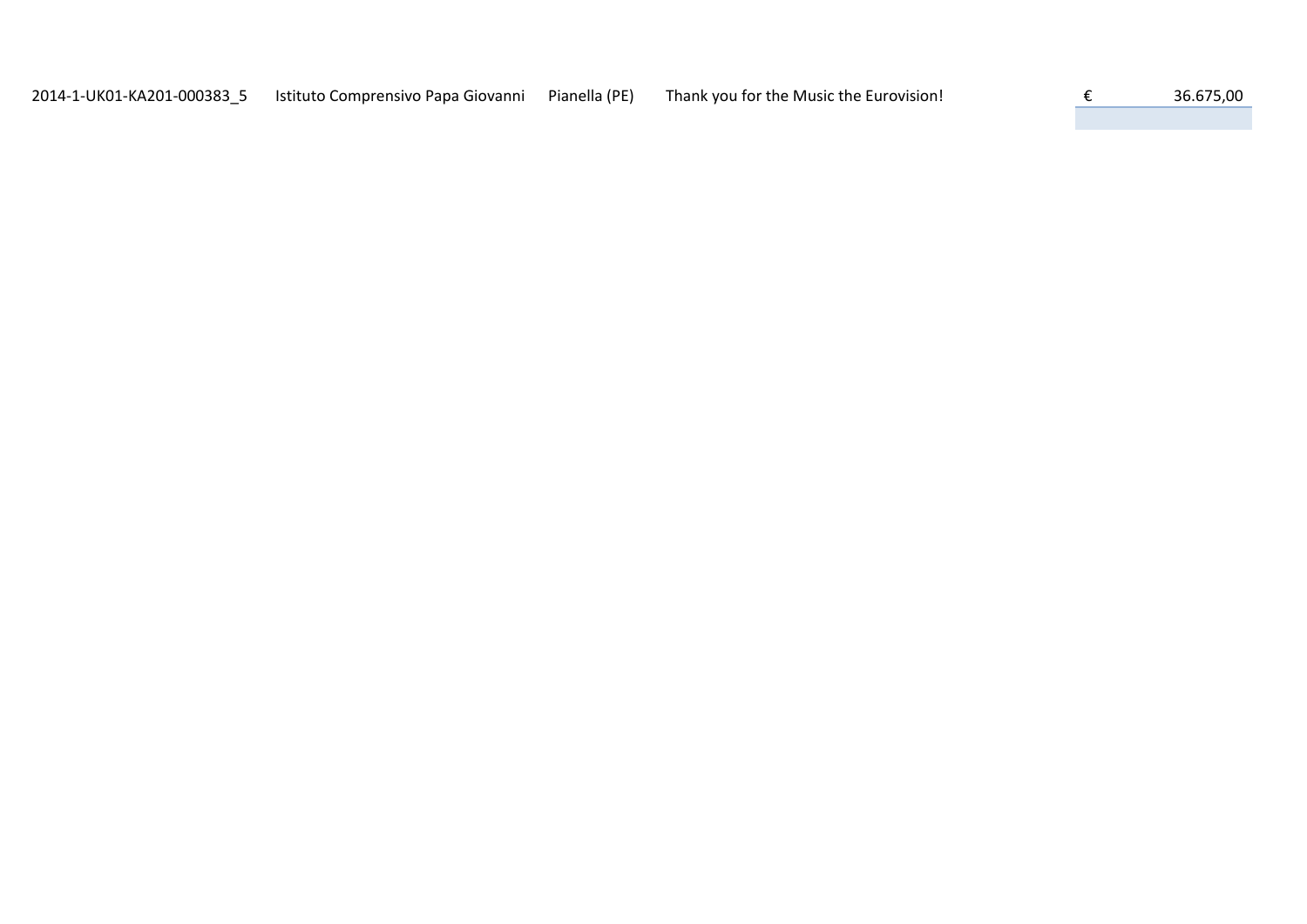| | | | | | |
|---|---|---|---|---|---|
| 2014-1-UK01-KA201-000383_5 | Istituto Comprensivo Papa Giovanni | Pianella (PE) | Thank you for the Music the Eurovision! | € | 36.675,00 |